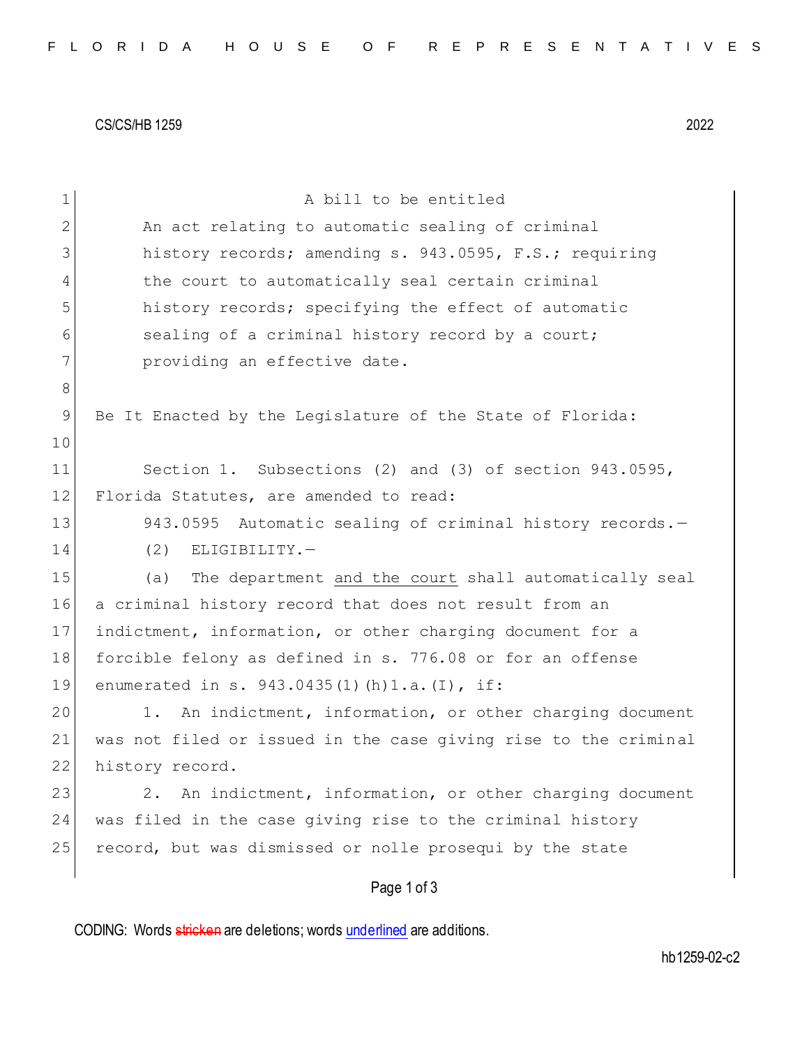CS/CS/HB 1259 2022

A bill to be entitled

An act relating to automatic sealing of criminal history records; amending s. 943.0595, F.S.; requiring the court to automatically seal certain criminal history records; specifying the effect of automatic sealing of a criminal history record by a court; providing an effective date.

Be It Enacted by the Legislature of the State of Florida:

Section 1. Subsections (2) and (3) of section 943.0595, Florida Statutes, are amended to read:

943.0595 Automatic sealing of criminal history records.—

(2) ELIGIBILITY.—

(a) The department <u>and the court</u> shall automatically seal a criminal history record that does not result from an indictment, information, or other charging document for a forcible felony as defined in s. 776.08 or for an offense enumerated in s. 943.0435(1)(h)1.a.(I), if:

1. An indictment, information, or other charging document was not filed or issued in the case giving rise to the criminal history record.

2. An indictment, information, or other charging document was filed in the case giving rise to the criminal history record, but was dismissed or nolle prosequi by the state

CODING: Words ~~stricken~~ are deletions; words <u>underlined</u> are additions.

hb1259-02-c2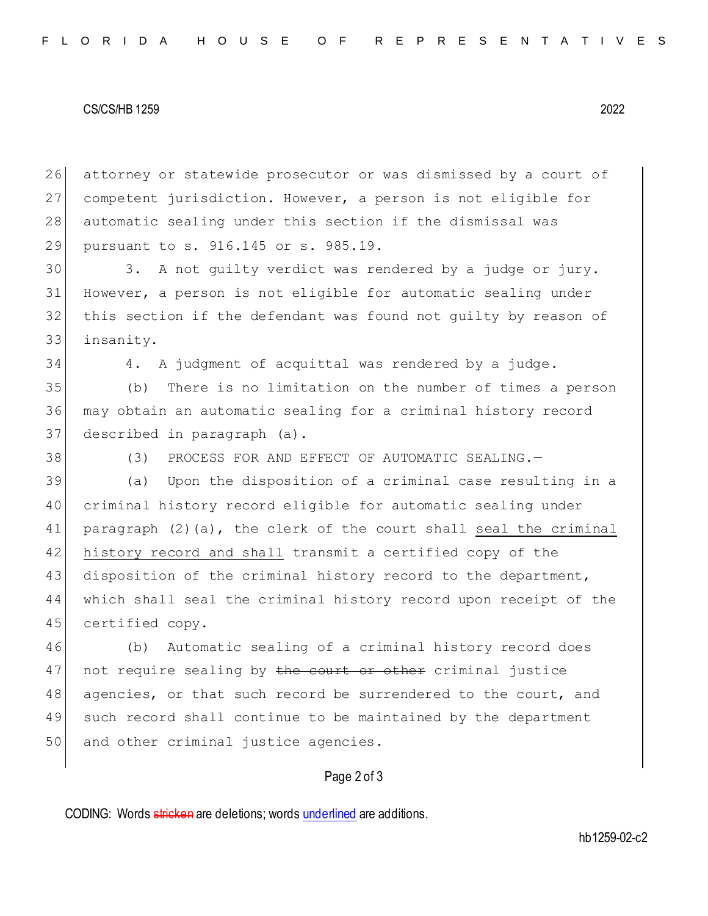attorney or statewide prosecutor or was dismissed by a court of competent jurisdiction. However, a person is not eligible for automatic sealing under this section if the dismissal was pursuant to s. 916.145 or s. 985.19.

3. A not guilty verdict was rendered by a judge or jury. However, a person is not eligible for automatic sealing under this section if the defendant was found not guilty by reason of insanity.

4. A judgment of acquittal was rendered by a judge.

(b) There is no limitation on the number of times a person may obtain an automatic sealing for a criminal history record described in paragraph (a).

(3) PROCESS FOR AND EFFECT OF AUTOMATIC SEALING.—

(a) Upon the disposition of a criminal case resulting in a criminal history record eligible for automatic sealing under paragraph (2)(a), the clerk of the court shall <u>seal the criminal history record and shall</u> transmit a certified copy of the disposition of the criminal history record to the department, which shall seal the criminal history record upon receipt of the certified copy.

(b) Automatic sealing of a criminal history record does not require sealing by ~~the court or other~~ criminal justice agencies, or that such record be surrendered to the court, and such record shall continue to be maintained by the department and other criminal justice agencies.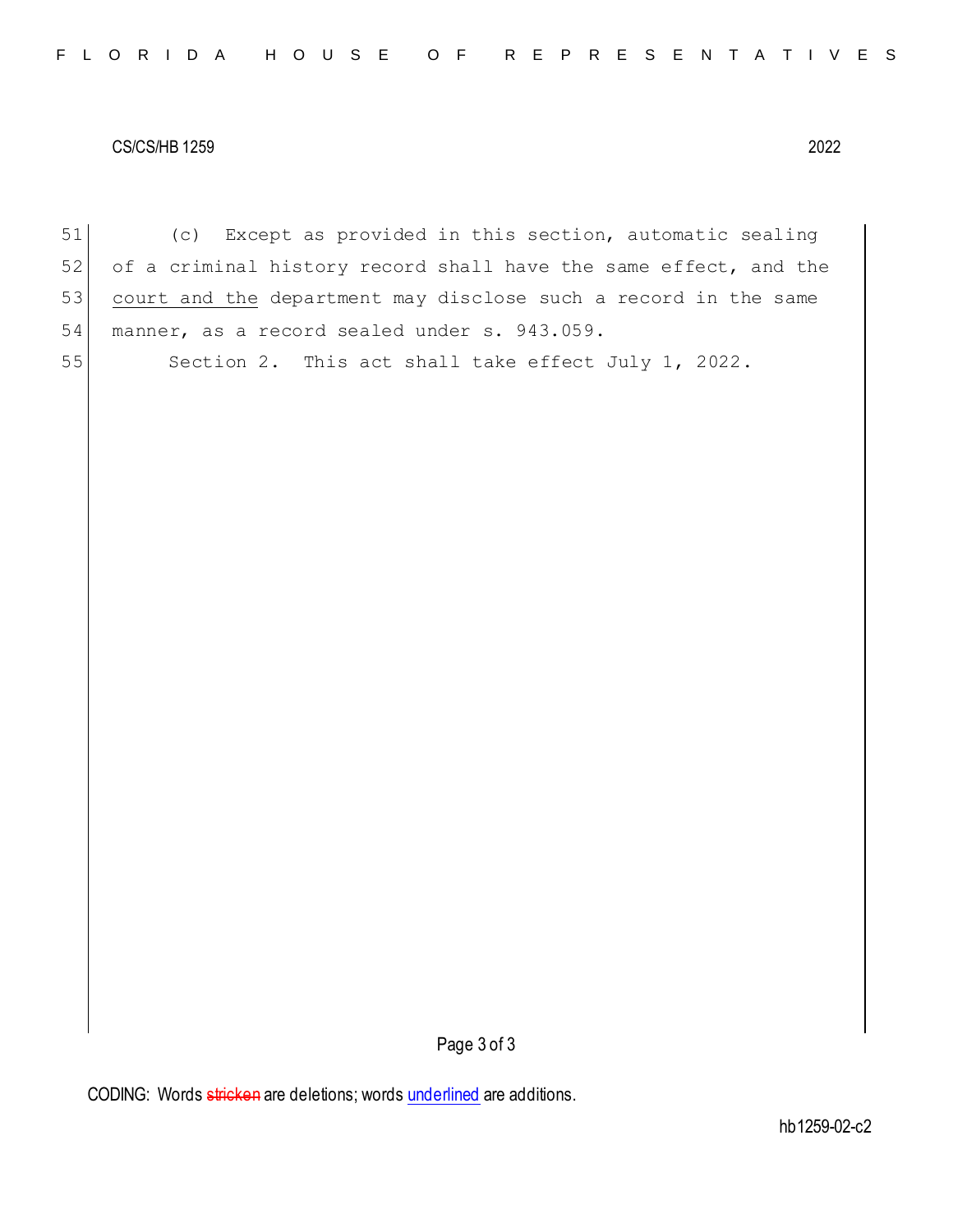(c) Except as provided in this section, automatic sealing of a criminal history record shall have the same effect, and the <u>court and the</u> department may disclose such a record in the same manner, as a record sealed under s. 943.059.

Section 2. This act shall take effect July 1, 2022.

CODING: Words ~~stricken~~ are deletions; words <u>underlined</u> are additions.